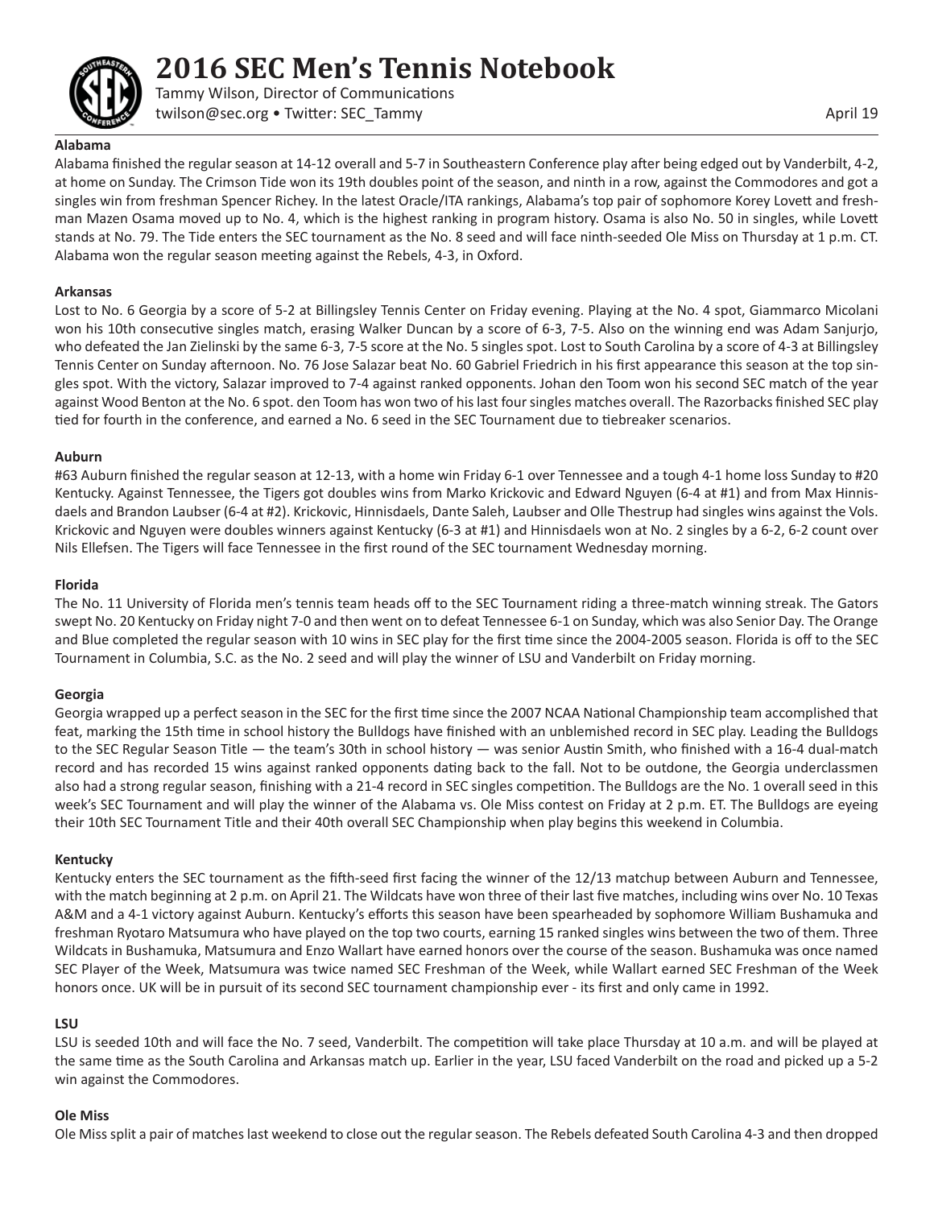# 2016 SEC Men's Tennis Notebook

Tammy Wilson, Director of Communications
twilson@sec.org • Twitter: SEC_Tammy

April 19

**Alabama**

Alabama finished the regular season at 14-12 overall and 5-7 in Southeastern Conference play after being edged out by Vanderbilt, 4-2, at home on Sunday. The Crimson Tide won its 19th doubles point of the season, and ninth in a row, against the Commodores and got a singles win from freshman Spencer Richey. In the latest Oracle/ITA rankings, Alabama's top pair of sophomore Korey Lovett and freshman Mazen Osama moved up to No. 4, which is the highest ranking in program history. Osama is also No. 50 in singles, while Lovett stands at No. 79. The Tide enters the SEC tournament as the No. 8 seed and will face ninth-seeded Ole Miss on Thursday at 1 p.m. CT. Alabama won the regular season meeting against the Rebels, 4-3, in Oxford.

**Arkansas**

Lost to No. 6 Georgia by a score of 5-2 at Billingsley Tennis Center on Friday evening. Playing at the No. 4 spot, Giammarco Micolani won his 10th consecutive singles match, erasing Walker Duncan by a score of 6-3, 7-5. Also on the winning end was Adam Sanjurjo, who defeated the Jan Zielinski by the same 6-3, 7-5 score at the No. 5 singles spot. Lost to South Carolina by a score of 4-3 at Billingsley Tennis Center on Sunday afternoon. No. 76 Jose Salazar beat No. 60 Gabriel Friedrich in his first appearance this season at the top singles spot. With the victory, Salazar improved to 7-4 against ranked opponents. Johan den Toom won his second SEC match of the year against Wood Benton at the No. 6 spot. den Toom has won two of his last four singles matches overall. The Razorbacks finished SEC play tied for fourth in the conference, and earned a No. 6 seed in the SEC Tournament due to tiebreaker scenarios.

**Auburn**

#63 Auburn finished the regular season at 12-13, with a home win Friday 6-1 over Tennessee and a tough 4-1 home loss Sunday to #20 Kentucky. Against Tennessee, the Tigers got doubles wins from Marko Krickovic and Edward Nguyen (6-4 at #1) and from Max Hinnisdaels and Brandon Laubser (6-4 at #2). Krickovic, Hinnisdaels, Dante Saleh, Laubser and Olle Thestrup had singles wins against the Vols. Krickovic and Nguyen were doubles winners against Kentucky (6-3 at #1) and Hinnisdaels won at No. 2 singles by a 6-2, 6-2 count over Nils Ellefsen. The Tigers will face Tennessee in the first round of the SEC tournament Wednesday morning.

**Florida**

The No. 11 University of Florida men's tennis team heads off to the SEC Tournament riding a three-match winning streak. The Gators swept No. 20 Kentucky on Friday night 7-0 and then went on to defeat Tennessee 6-1 on Sunday, which was also Senior Day. The Orange and Blue completed the regular season with 10 wins in SEC play for the first time since the 2004-2005 season. Florida is off to the SEC Tournament in Columbia, S.C. as the No. 2 seed and will play the winner of LSU and Vanderbilt on Friday morning.

**Georgia**

Georgia wrapped up a perfect season in the SEC for the first time since the 2007 NCAA National Championship team accomplished that feat, marking the 15th time in school history the Bulldogs have finished with an unblemished record in SEC play. Leading the Bulldogs to the SEC Regular Season Title — the team's 30th in school history — was senior Austin Smith, who finished with a 16-4 dual-match record and has recorded 15 wins against ranked opponents dating back to the fall. Not to be outdone, the Georgia underclassmen also had a strong regular season, finishing with a 21-4 record in SEC singles competition. The Bulldogs are the No. 1 overall seed in this week's SEC Tournament and will play the winner of the Alabama vs. Ole Miss contest on Friday at 2 p.m. ET. The Bulldogs are eyeing their 10th SEC Tournament Title and their 40th overall SEC Championship when play begins this weekend in Columbia.

**Kentucky**

Kentucky enters the SEC tournament as the fifth-seed first facing the winner of the 12/13 matchup between Auburn and Tennessee, with the match beginning at 2 p.m. on April 21. The Wildcats have won three of their last five matches, including wins over No. 10 Texas A&M and a 4-1 victory against Auburn. Kentucky's efforts this season have been spearheaded by sophomore William Bushamuka and freshman Ryotaro Matsumura who have played on the top two courts, earning 15 ranked singles wins between the two of them. Three Wildcats in Bushamuka, Matsumura and Enzo Wallart have earned honors over the course of the season. Bushamuka was once named SEC Player of the Week, Matsumura was twice named SEC Freshman of the Week, while Wallart earned SEC Freshman of the Week honors once. UK will be in pursuit of its second SEC tournament championship ever - its first and only came in 1992.

**LSU**

LSU is seeded 10th and will face the No. 7 seed, Vanderbilt. The competition will take place Thursday at 10 a.m. and will be played at the same time as the South Carolina and Arkansas match up. Earlier in the year, LSU faced Vanderbilt on the road and picked up a 5-2 win against the Commodores.

**Ole Miss**

Ole Miss split a pair of matches last weekend to close out the regular season. The Rebels defeated South Carolina 4-3 and then dropped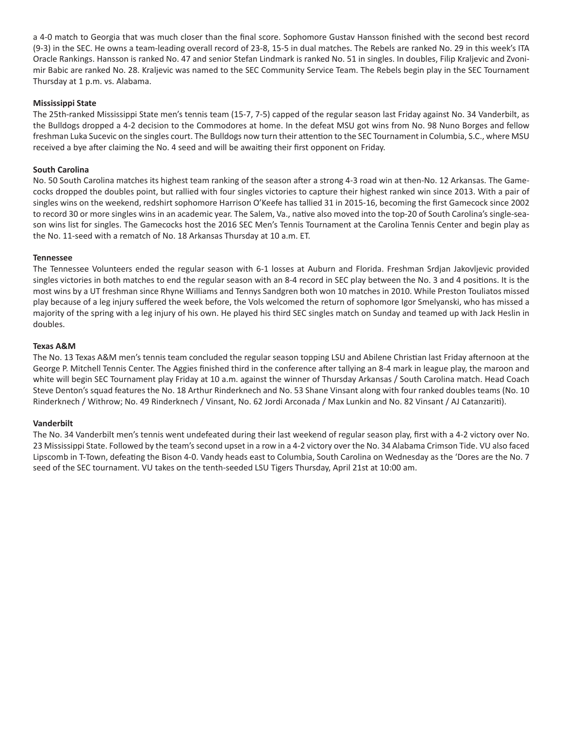a 4-0 match to Georgia that was much closer than the final score. Sophomore Gustav Hansson finished with the second best record (9-3) in the SEC. He owns a team-leading overall record of 23-8, 15-5 in dual matches. The Rebels are ranked No. 29 in this week's ITA Oracle Rankings. Hansson is ranked No. 47 and senior Stefan Lindmark is ranked No. 51 in singles. In doubles, Filip Kraljevic and Zvonimir Babic are ranked No. 28. Kraljevic was named to the SEC Community Service Team. The Rebels begin play in the SEC Tournament Thursday at 1 p.m. vs. Alabama.

**Mississippi State**

The 25th-ranked Mississippi State men's tennis team (15-7, 7-5) capped of the regular season last Friday against No. 34 Vanderbilt, as the Bulldogs dropped a 4-2 decision to the Commodores at home. In the defeat MSU got wins from No. 98 Nuno Borges and fellow freshman Luka Sucevic on the singles court. The Bulldogs now turn their attention to the SEC Tournament in Columbia, S.C., where MSU received a bye after claiming the No. 4 seed and will be awaiting their first opponent on Friday.

**South Carolina**

No. 50 South Carolina matches its highest team ranking of the season after a strong 4-3 road win at then-No. 12 Arkansas. The Gamecocks dropped the doubles point, but rallied with four singles victories to capture their highest ranked win since 2013. With a pair of singles wins on the weekend, redshirt sophomore Harrison O'Keefe has tallied 31 in 2015-16, becoming the first Gamecock since 2002 to record 30 or more singles wins in an academic year. The Salem, Va., native also moved into the top-20 of South Carolina's single-season wins list for singles. The Gamecocks host the 2016 SEC Men's Tennis Tournament at the Carolina Tennis Center and begin play as the No. 11-seed with a rematch of No. 18 Arkansas Thursday at 10 a.m. ET.

**Tennessee**

The Tennessee Volunteers ended the regular season with 6-1 losses at Auburn and Florida. Freshman Srdjan Jakovljevic provided singles victories in both matches to end the regular season with an 8-4 record in SEC play between the No. 3 and 4 positions. It is the most wins by a UT freshman since Rhyne Williams and Tennys Sandgren both won 10 matches in 2010. While Preston Touliatos missed play because of a leg injury suffered the week before, the Vols welcomed the return of sophomore Igor Smelyanski, who has missed a majority of the spring with a leg injury of his own. He played his third SEC singles match on Sunday and teamed up with Jack Heslin in doubles.

**Texas A&M**

The No. 13 Texas A&M men's tennis team concluded the regular season topping LSU and Abilene Christian last Friday afternoon at the George P. Mitchell Tennis Center. The Aggies finished third in the conference after tallying an 8-4 mark in league play, the maroon and white will begin SEC Tournament play Friday at 10 a.m. against the winner of Thursday Arkansas / South Carolina match. Head Coach Steve Denton's squad features the No. 18 Arthur Rinderknech and No. 53 Shane Vinsant along with four ranked doubles teams (No. 10 Rinderknech / Withrow; No. 49 Rinderknech / Vinsant, No. 62 Jordi Arconada / Max Lunkin and No. 82 Vinsant / AJ Catanzariti).

**Vanderbilt**

The No. 34 Vanderbilt men's tennis went undefeated during their last weekend of regular season play, first with a 4-2 victory over No. 23 Mississippi State. Followed by the team's second upset in a row in a 4-2 victory over the No. 34 Alabama Crimson Tide. VU also faced Lipscomb in T-Town, defeating the Bison 4-0. Vandy heads east to Columbia, South Carolina on Wednesday as the 'Dores are the No. 7 seed of the SEC tournament. VU takes on the tenth-seeded LSU Tigers Thursday, April 21st at 10:00 am.